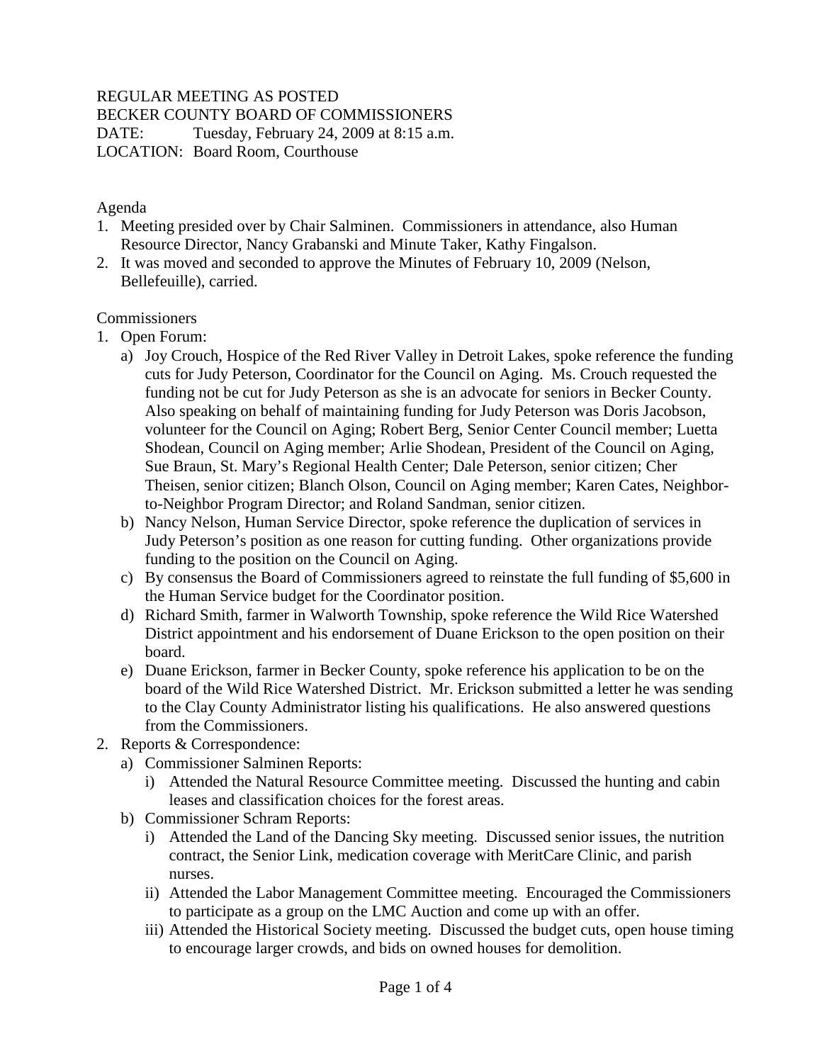REGULAR MEETING AS POSTED
BECKER COUNTY BOARD OF COMMISSIONERS
DATE: Tuesday, February 24, 2009 at 8:15 a.m.
LOCATION: Board Room, Courthouse

Agenda

1. Meeting presided over by Chair Salminen. Commissioners in attendance, also Human Resource Director, Nancy Grabanski and Minute Taker, Kathy Fingalson.
2. It was moved and seconded to approve the Minutes of February 10, 2009 (Nelson, Bellefeuille), carried.

Commissioners

1. Open Forum:
   a) Joy Crouch, Hospice of the Red River Valley in Detroit Lakes, spoke reference the funding cuts for Judy Peterson, Coordinator for the Council on Aging. Ms. Crouch requested the funding not be cut for Judy Peterson as she is an advocate for seniors in Becker County. Also speaking on behalf of maintaining funding for Judy Peterson was Doris Jacobson, volunteer for the Council on Aging; Robert Berg, Senior Center Council member; Luetta Shodean, Council on Aging member; Arlie Shodean, President of the Council on Aging, Sue Braun, St. Mary's Regional Health Center; Dale Peterson, senior citizen; Cher Theisen, senior citizen; Blanch Olson, Council on Aging member; Karen Cates, Neighbor-to-Neighbor Program Director; and Roland Sandman, senior citizen.
   b) Nancy Nelson, Human Service Director, spoke reference the duplication of services in Judy Peterson's position as one reason for cutting funding. Other organizations provide funding to the position on the Council on Aging.
   c) By consensus the Board of Commissioners agreed to reinstate the full funding of $5,600 in the Human Service budget for the Coordinator position.
   d) Richard Smith, farmer in Walworth Township, spoke reference the Wild Rice Watershed District appointment and his endorsement of Duane Erickson to the open position on their board.
   e) Duane Erickson, farmer in Becker County, spoke reference his application to be on the board of the Wild Rice Watershed District. Mr. Erickson submitted a letter he was sending to the Clay County Administrator listing his qualifications. He also answered questions from the Commissioners.
2. Reports & Correspondence:
   a) Commissioner Salminen Reports:
      i) Attended the Natural Resource Committee meeting. Discussed the hunting and cabin leases and classification choices for the forest areas.
   b) Commissioner Schram Reports:
      i) Attended the Land of the Dancing Sky meeting. Discussed senior issues, the nutrition contract, the Senior Link, medication coverage with MeritCare Clinic, and parish nurses.
      ii) Attended the Labor Management Committee meeting. Encouraged the Commissioners to participate as a group on the LMC Auction and come up with an offer.
      iii) Attended the Historical Society meeting. Discussed the budget cuts, open house timing to encourage larger crowds, and bids on owned houses for demolition.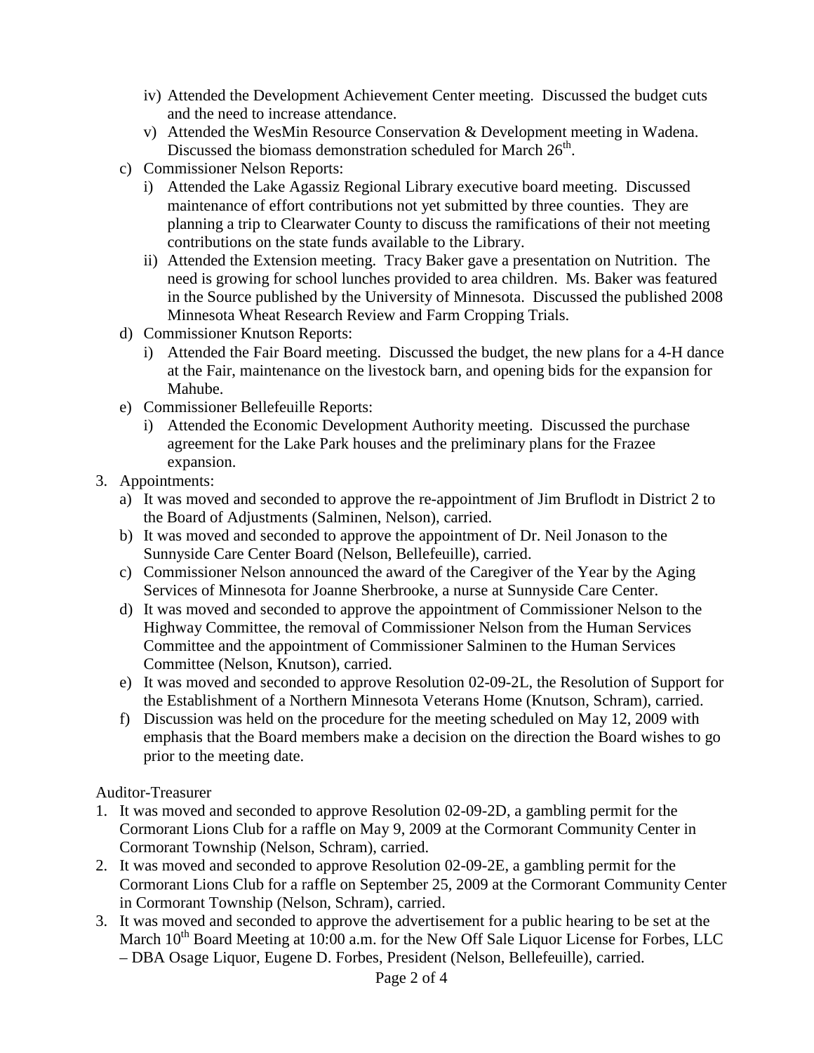iv) Attended the Development Achievement Center meeting. Discussed the budget cuts and the need to increase attendance.
   v) Attended the WesMin Resource Conservation & Development meeting in Wadena. Discussed the biomass demonstration scheduled for March 26th.

c) Commissioner Nelson Reports:
   i) Attended the Lake Agassiz Regional Library executive board meeting. Discussed maintenance of effort contributions not yet submitted by three counties. They are planning a trip to Clearwater County to discuss the ramifications of their not meeting contributions on the state funds available to the Library.
   ii) Attended the Extension meeting. Tracy Baker gave a presentation on Nutrition. The need is growing for school lunches provided to area children. Ms. Baker was featured in the Source published by the University of Minnesota. Discussed the published 2008 Minnesota Wheat Research Review and Farm Cropping Trials.

d) Commissioner Knutson Reports:
   i) Attended the Fair Board meeting. Discussed the budget, the new plans for a 4-H dance at the Fair, maintenance on the livestock barn, and opening bids for the expansion for Mahube.

e) Commissioner Bellefeuille Reports:
   i) Attended the Economic Development Authority meeting. Discussed the purchase agreement for the Lake Park houses and the preliminary plans for the Frazee expansion.

3. Appointments:
   a) It was moved and seconded to approve the re-appointment of Jim Bruflodt in District 2 to the Board of Adjustments (Salminen, Nelson), carried.
   b) It was moved and seconded to approve the appointment of Dr. Neil Jonason to the Sunnyside Care Center Board (Nelson, Bellefeuille), carried.
   c) Commissioner Nelson announced the award of the Caregiver of the Year by the Aging Services of Minnesota for Joanne Sherbrooke, a nurse at Sunnyside Care Center.
   d) It was moved and seconded to approve the appointment of Commissioner Nelson to the Highway Committee, the removal of Commissioner Nelson from the Human Services Committee and the appointment of Commissioner Salminen to the Human Services Committee (Nelson, Knutson), carried.
   e) It was moved and seconded to approve Resolution 02-09-2L, the Resolution of Support for the Establishment of a Northern Minnesota Veterans Home (Knutson, Schram), carried.
   f) Discussion was held on the procedure for the meeting scheduled on May 12, 2009 with emphasis that the Board members make a decision on the direction the Board wishes to go prior to the meeting date.

Auditor-Treasurer

1. It was moved and seconded to approve Resolution 02-09-2D, a gambling permit for the Cormorant Lions Club for a raffle on May 9, 2009 at the Cormorant Community Center in Cormorant Township (Nelson, Schram), carried.
2. It was moved and seconded to approve Resolution 02-09-2E, a gambling permit for the Cormorant Lions Club for a raffle on September 25, 2009 at the Cormorant Community Center in Cormorant Township (Nelson, Schram), carried.
3. It was moved and seconded to approve the advertisement for a public hearing to be set at the March 10th Board Meeting at 10:00 a.m. for the New Off Sale Liquor License for Forbes, LLC – DBA Osage Liquor, Eugene D. Forbes, President (Nelson, Bellefeuille), carried.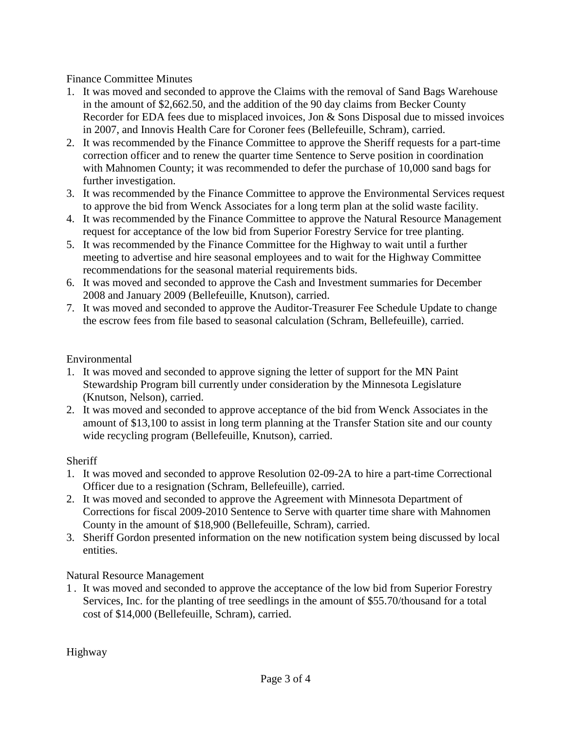Finance Committee Minutes

1. It was moved and seconded to approve the Claims with the removal of Sand Bags Warehouse in the amount of $2,662.50, and the addition of the 90 day claims from Becker County Recorder for EDA fees due to misplaced invoices, Jon & Sons Disposal due to missed invoices in 2007, and Innovis Health Care for Coroner fees (Bellefeuille, Schram), carried.
2. It was recommended by the Finance Committee to approve the Sheriff requests for a part-time correction officer and to renew the quarter time Sentence to Serve position in coordination with Mahnomen County; it was recommended to defer the purchase of 10,000 sand bags for further investigation.
3. It was recommended by the Finance Committee to approve the Environmental Services request to approve the bid from Wenck Associates for a long term plan at the solid waste facility.
4. It was recommended by the Finance Committee to approve the Natural Resource Management request for acceptance of the low bid from Superior Forestry Service for tree planting.
5. It was recommended by the Finance Committee for the Highway to wait until a further meeting to advertise and hire seasonal employees and to wait for the Highway Committee recommendations for the seasonal material requirements bids.
6. It was moved and seconded to approve the Cash and Investment summaries for December 2008 and January 2009 (Bellefeuille, Knutson), carried.
7. It was moved and seconded to approve the Auditor-Treasurer Fee Schedule Update to change the escrow fees from file based to seasonal calculation (Schram, Bellefeuille), carried.

Environmental

1. It was moved and seconded to approve signing the letter of support for the MN Paint Stewardship Program bill currently under consideration by the Minnesota Legislature (Knutson, Nelson), carried.
2. It was moved and seconded to approve acceptance of the bid from Wenck Associates in the amount of $13,100 to assist in long term planning at the Transfer Station site and our county wide recycling program (Bellefeuille, Knutson), carried.

Sheriff

1. It was moved and seconded to approve Resolution 02-09-2A to hire a part-time Correctional Officer due to a resignation (Schram, Bellefeuille), carried.
2. It was moved and seconded to approve the Agreement with Minnesota Department of Corrections for fiscal 2009-2010 Sentence to Serve with quarter time share with Mahnomen County in the amount of $18,900 (Bellefeuille, Schram), carried.
3. Sheriff Gordon presented information on the new notification system being discussed by local entities.

Natural Resource Management

1. It was moved and seconded to approve the acceptance of the low bid from Superior Forestry Services, Inc. for the planting of tree seedlings in the amount of $55.70/thousand for a total cost of $14,000 (Bellefeuille, Schram), carried.

Highway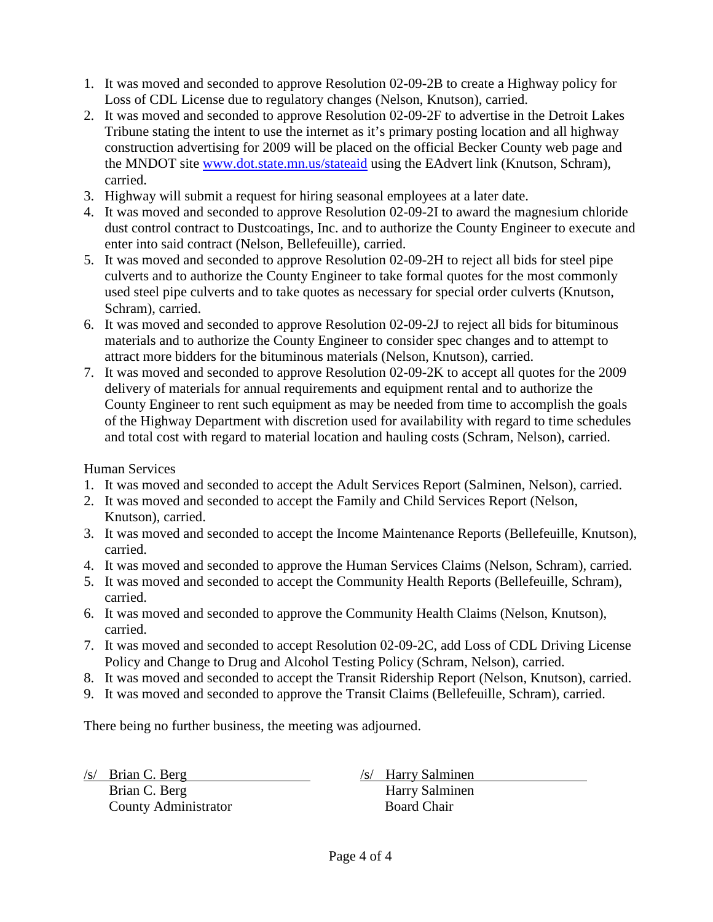1. It was moved and seconded to approve Resolution 02-09-2B to create a Highway policy for Loss of CDL License due to regulatory changes (Nelson, Knutson), carried.
2. It was moved and seconded to approve Resolution 02-09-2F to advertise in the Detroit Lakes Tribune stating the intent to use the internet as it's primary posting location and all highway construction advertising for 2009 will be placed on the official Becker County web page and the MNDOT site [www.dot.state.mn.us/stateaid](www.dot.state.mn.us/stateaid) using the EAdvert link (Knutson, Schram), carried.
3. Highway will submit a request for hiring seasonal employees at a later date.
4. It was moved and seconded to approve Resolution 02-09-2I to award the magnesium chloride dust control contract to Dustcoatings, Inc. and to authorize the County Engineer to execute and enter into said contract (Nelson, Bellefeuille), carried.
5. It was moved and seconded to approve Resolution 02-09-2H to reject all bids for steel pipe culverts and to authorize the County Engineer to take formal quotes for the most commonly used steel pipe culverts and to take quotes as necessary for special order culverts (Knutson, Schram), carried.
6. It was moved and seconded to approve Resolution 02-09-2J to reject all bids for bituminous materials and to authorize the County Engineer to consider spec changes and to attempt to attract more bidders for the bituminous materials (Nelson, Knutson), carried.
7. It was moved and seconded to approve Resolution 02-09-2K to accept all quotes for the 2009 delivery of materials for annual requirements and equipment rental and to authorize the County Engineer to rent such equipment as may be needed from time to accomplish the goals of the Highway Department with discretion used for availability with regard to time schedules and total cost with regard to material location and hauling costs (Schram, Nelson), carried.

Human Services

1. It was moved and seconded to accept the Adult Services Report (Salminen, Nelson), carried.
2. It was moved and seconded to accept the Family and Child Services Report (Nelson, Knutson), carried.
3. It was moved and seconded to accept the Income Maintenance Reports (Bellefeuille, Knutson), carried.
4. It was moved and seconded to approve the Human Services Claims (Nelson, Schram), carried.
5. It was moved and seconded to accept the Community Health Reports (Bellefeuille, Schram), carried.
6. It was moved and seconded to approve the Community Health Claims (Nelson, Knutson), carried.
7. It was moved and seconded to accept Resolution 02-09-2C, add Loss of CDL Driving License Policy and Change to Drug and Alcohol Testing Policy (Schram, Nelson), carried.
8. It was moved and seconded to accept the Transit Ridership Report (Nelson, Knutson), carried.
9. It was moved and seconded to approve the Transit Claims (Bellefeuille, Schram), carried.

There being no further business, the meeting was adjourned.

/s/ Brian C. Berg
Brian C. Berg
County Administrator

/s/ Harry Salminen
Harry Salminen
Board Chair